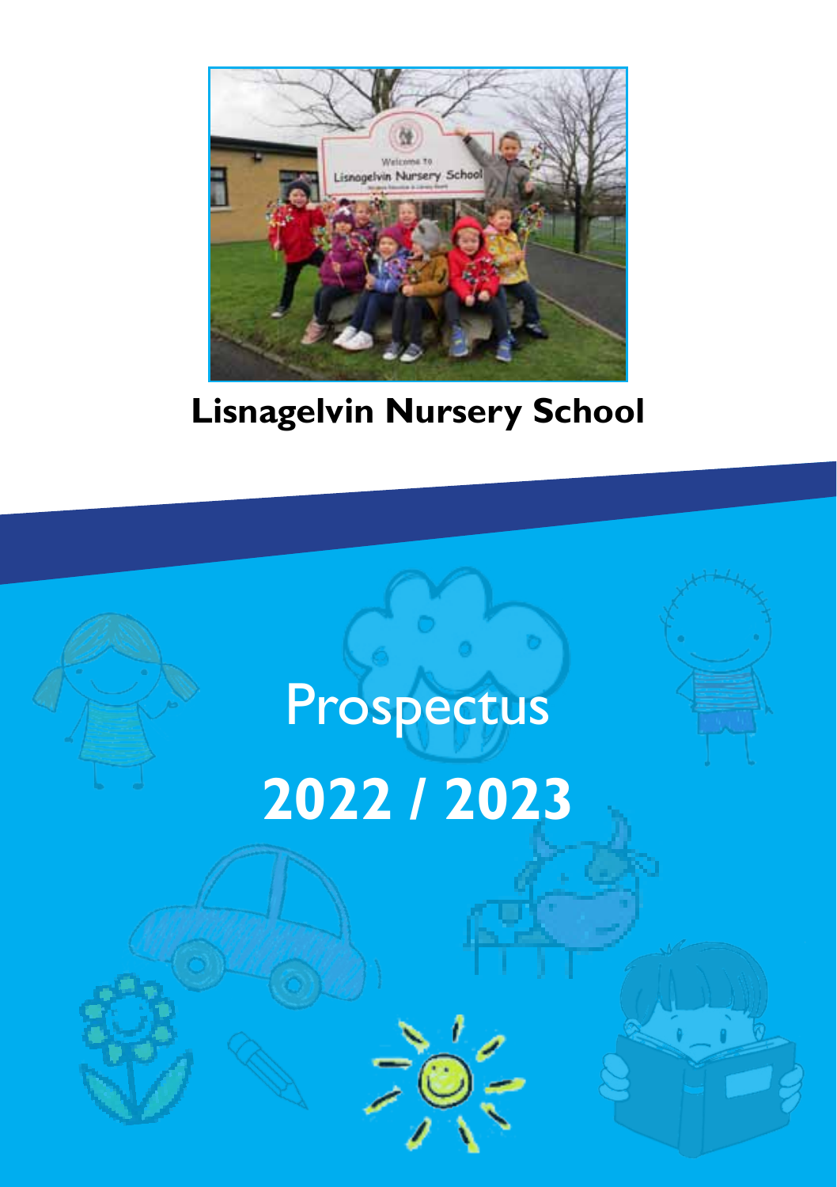# Lisnagelvin Nursery School

# Prospectus

# 2022 / 2023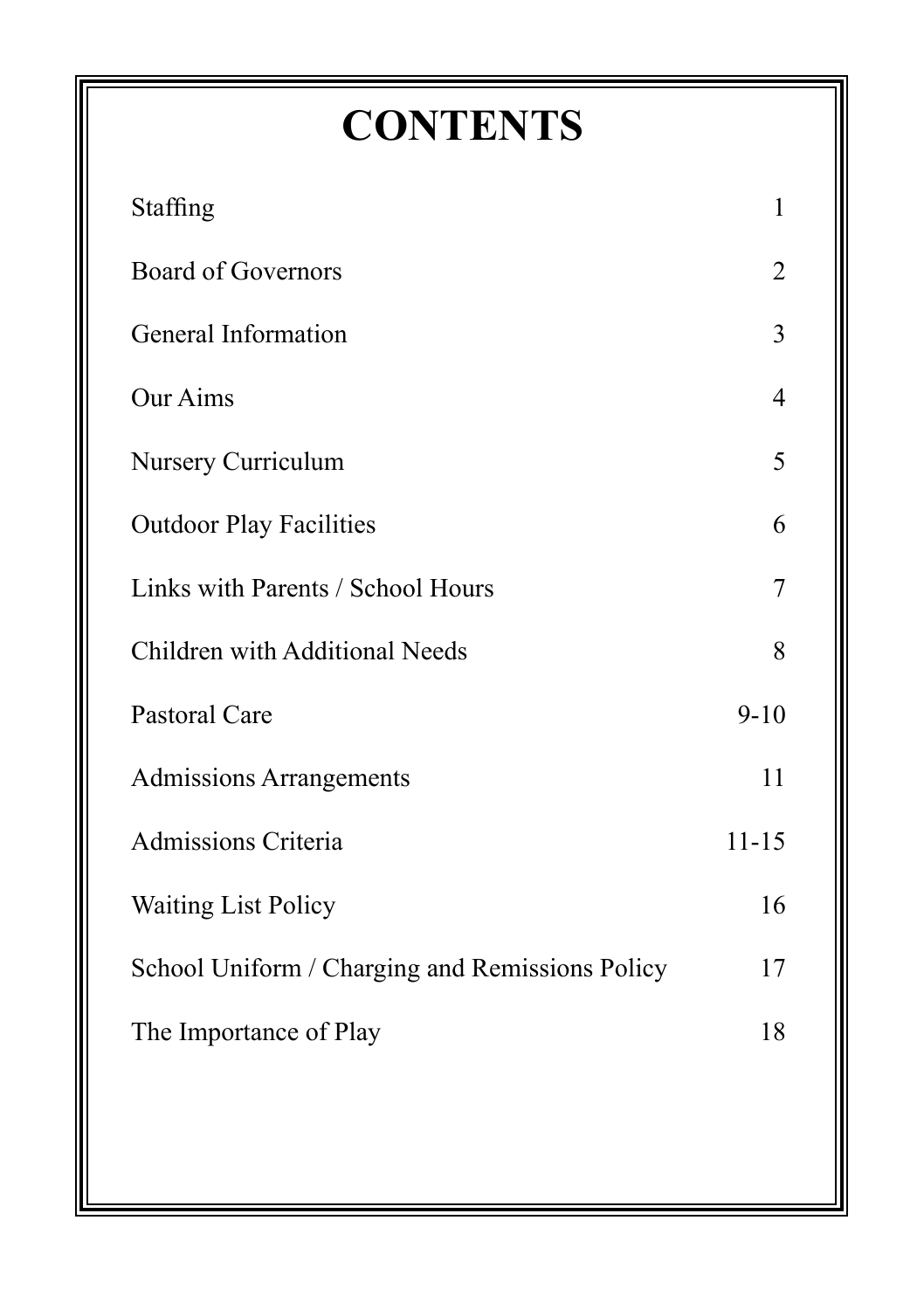# CONTENTS

| | |
|---|---|
| Staffing | 1 |
| Board of Governors | 2 |
| General Information | 3 |
| Our Aims | 4 |
| Nursery Curriculum | 5 |
| Outdoor Play Facilities | 6 |
| Links with Parents / School Hours | 7 |
| Children with Additional Needs | 8 |
| Pastoral Care | 9-10 |
| Admissions Arrangements | 11 |
| Admissions Criteria | 11-15 |
| Waiting List Policy | 16 |
| School Uniform / Charging and Remissions Policy | 17 |
| The Importance of Play | 18 |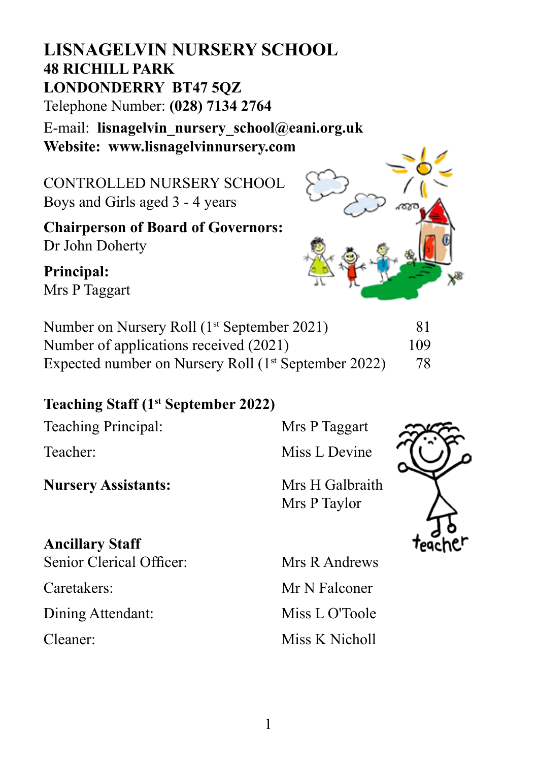# LISNAGELVIN NURSERY SCHOOL

**48 RICHILL PARK**
**LONDONDERRY BT47 5QZ**
Telephone Number: **(028) 7134 2764**
E-mail: **lisnagelvin_nursery_school@eani.org.uk**
**Website: www.lisnagelvinnursery.com**

CONTROLLED NURSERY SCHOOL
Boys and Girls aged 3 - 4 years

**Chairperson of Board of Governors:**
Dr John Doherty

**Principal:**
Mrs P Taggart

| | |
|---|---|
| Number on Nursery Roll (1st September 2021) | 81 |
| Number of applications received (2021) | 109 |
| Expected number on Nursery Roll (1st September 2022) | 78 |

**Teaching Staff (1st September 2022)**

| | |
|---|---|
| Teaching Principal: | Mrs P Taggart |
| Teacher: | Miss L Devine |
| **Nursery Assistants:** | Mrs H Galbraith<br>Mrs P Taylor |

**Ancillary Staff**

| | |
|---|---|
| Senior Clerical Officer: | Mrs R Andrews |
| Caretakers: | Mr N Falconer |
| Dining Attendant: | Miss L O'Toole |
| Cleaner: | Miss K Nicholl |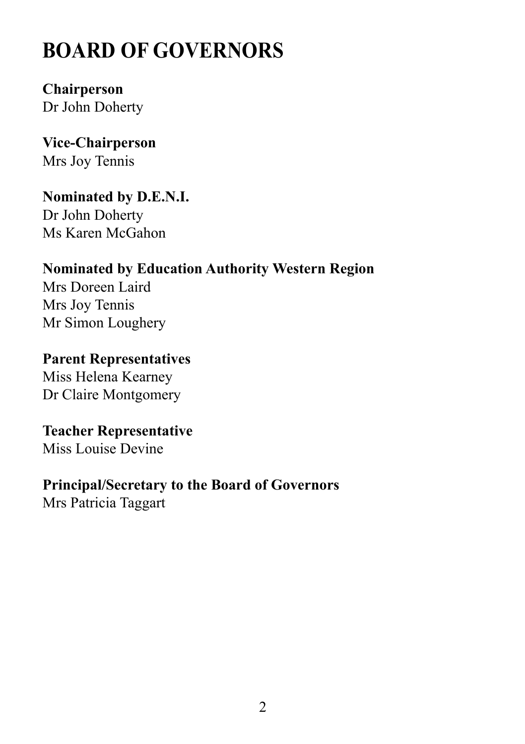# BOARD OF GOVERNORS

**Chairperson**
Dr John Doherty

**Vice-Chairperson**
Mrs Joy Tennis

**Nominated by D.E.N.I.**
Dr John Doherty
Ms Karen McGahon

**Nominated by Education Authority Western Region**
Mrs Doreen Laird
Mrs Joy Tennis
Mr Simon Loughery

**Parent Representatives**
Miss Helena Kearney
Dr Claire Montgomery

**Teacher Representative**
Miss Louise Devine

**Principal/Secretary to the Board of Governors**
Mrs Patricia Taggart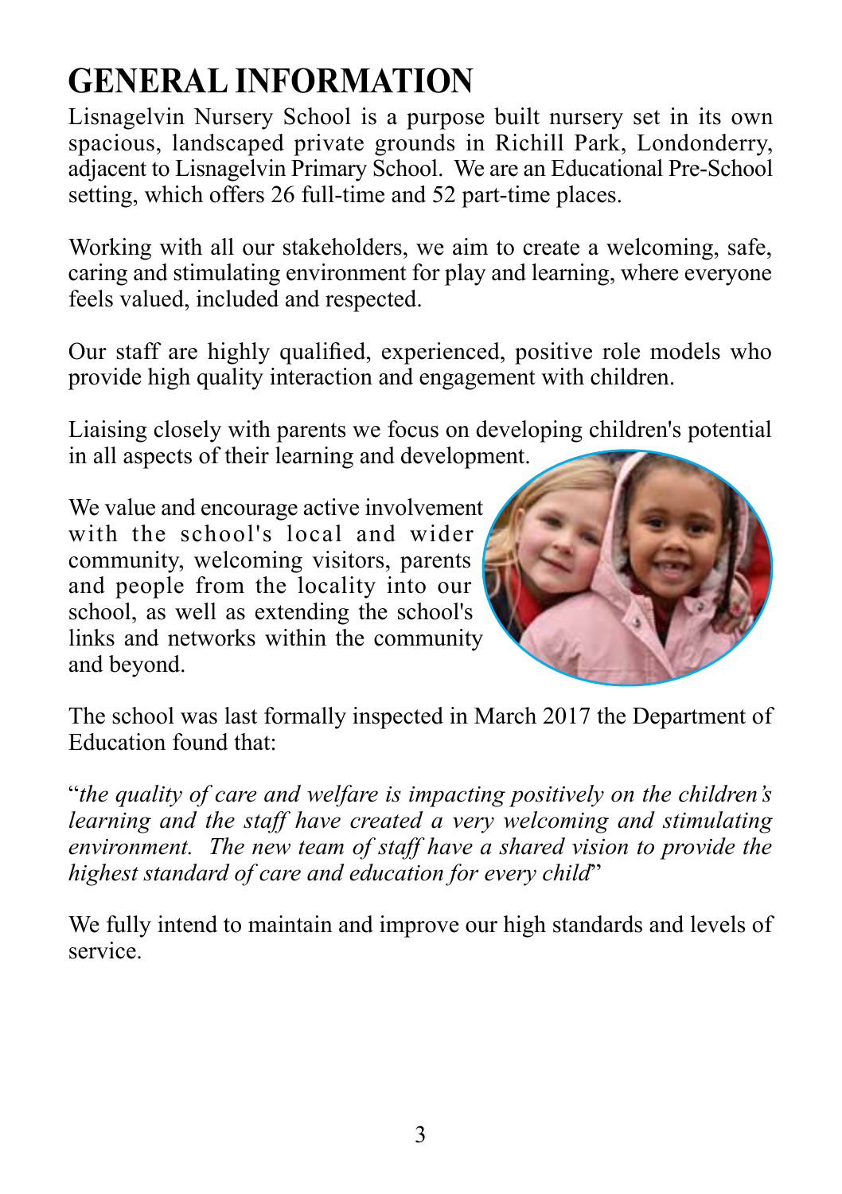# GENERAL INFORMATION

Lisnagelvin Nursery School is a purpose built nursery set in its own spacious, landscaped private grounds in Richill Park, Londonderry, adjacent to Lisnagelvin Primary School. We are an Educational Pre-School setting, which offers 26 full-time and 52 part-time places.

Working with all our stakeholders, we aim to create a welcoming, safe, caring and stimulating environment for play and learning, where everyone feels valued, included and respected.

Our staff are highly qualified, experienced, positive role models who provide high quality interaction and engagement with children.

Liaising closely with parents we focus on developing children's potential in all aspects of their learning and development.

We value and encourage active involvement with the school's local and wider community, welcoming visitors, parents and people from the locality into our school, as well as extending the school's links and networks within the community and beyond.

The school was last formally inspected in March 2017 the Department of Education found that:

"*the quality of care and welfare is impacting positively on the children's learning and the staff have created a very welcoming and stimulating environment. The new team of staff have a shared vision to provide the highest standard of care and education for every child*"

We fully intend to maintain and improve our high standards and levels of service.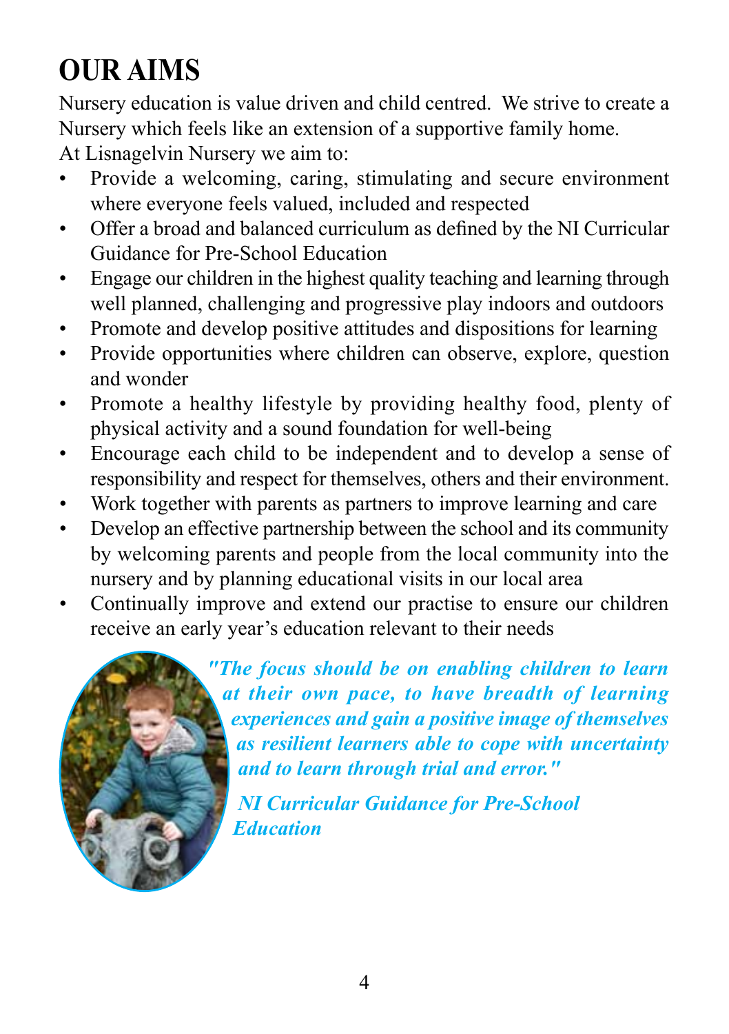# OUR AIMS

Nursery education is value driven and child centred. We strive to create a Nursery which feels like an extension of a supportive family home.

At Lisnagelvin Nursery we aim to:

- Provide a welcoming, caring, stimulating and secure environment where everyone feels valued, included and respected
- Offer a broad and balanced curriculum as defined by the NI Curricular Guidance for Pre-School Education
- Engage our children in the highest quality teaching and learning through well planned, challenging and progressive play indoors and outdoors
- Promote and develop positive attitudes and dispositions for learning
- Provide opportunities where children can observe, explore, question and wonder
- Promote a healthy lifestyle by providing healthy food, plenty of physical activity and a sound foundation for well-being
- Encourage each child to be independent and to develop a sense of responsibility and respect for themselves, others and their environment.
- Work together with parents as partners to improve learning and care
- Develop an effective partnership between the school and its community by welcoming parents and people from the local community into the nursery and by planning educational visits in our local area
- Continually improve and extend our practise to ensure our children receive an early year's education relevant to their needs

***"The focus should be on enabling children to learn at their own pace, to have breadth of learning experiences and gain a positive image of themselves as resilient learners able to cope with uncertainty and to learn through trial and error."***

***NI Curricular Guidance for Pre-School Education***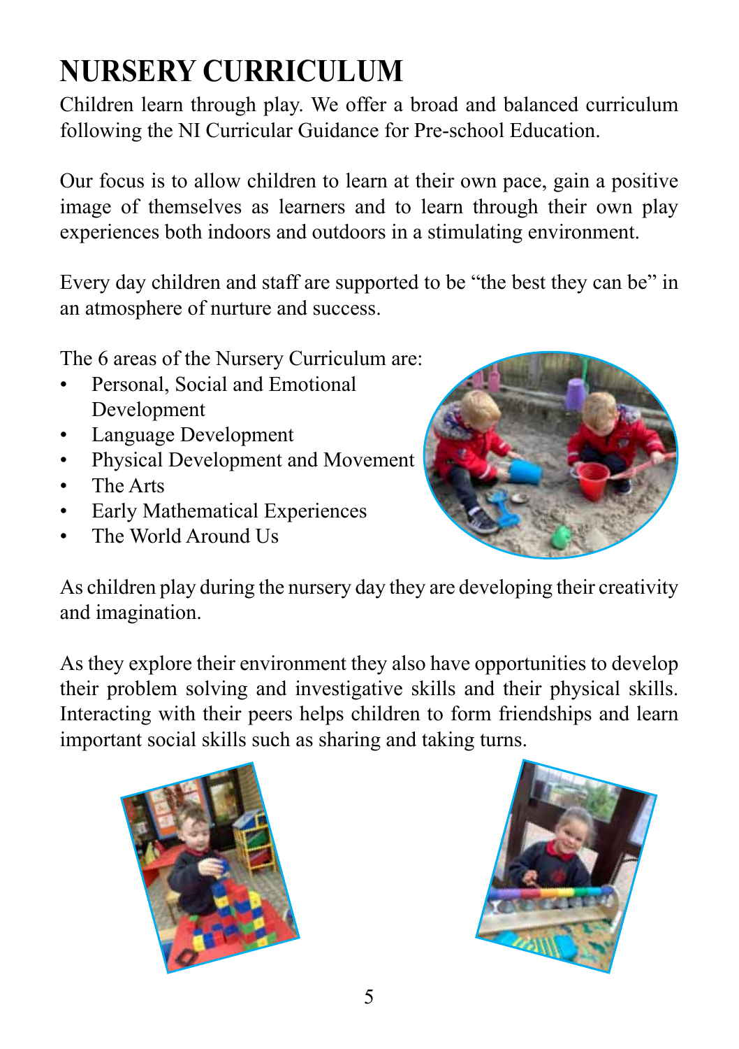# NURSERY CURRICULUM

Children learn through play. We offer a broad and balanced curriculum following the NI Curricular Guidance for Pre-school Education.

Our focus is to allow children to learn at their own pace, gain a positive image of themselves as learners and to learn through their own play experiences both indoors and outdoors in a stimulating environment.

Every day children and staff are supported to be "the best they can be" in an atmosphere of nurture and success.

The 6 areas of the Nursery Curriculum are:

- Personal, Social and Emotional Development
- Language Development
- Physical Development and Movement
- The Arts
- Early Mathematical Experiences
- The World Around Us

As children play during the nursery day they are developing their creativity and imagination.

As they explore their environment they also have opportunities to develop their problem solving and investigative skills and their physical skills. Interacting with their peers helps children to form friendships and learn important social skills such as sharing and taking turns.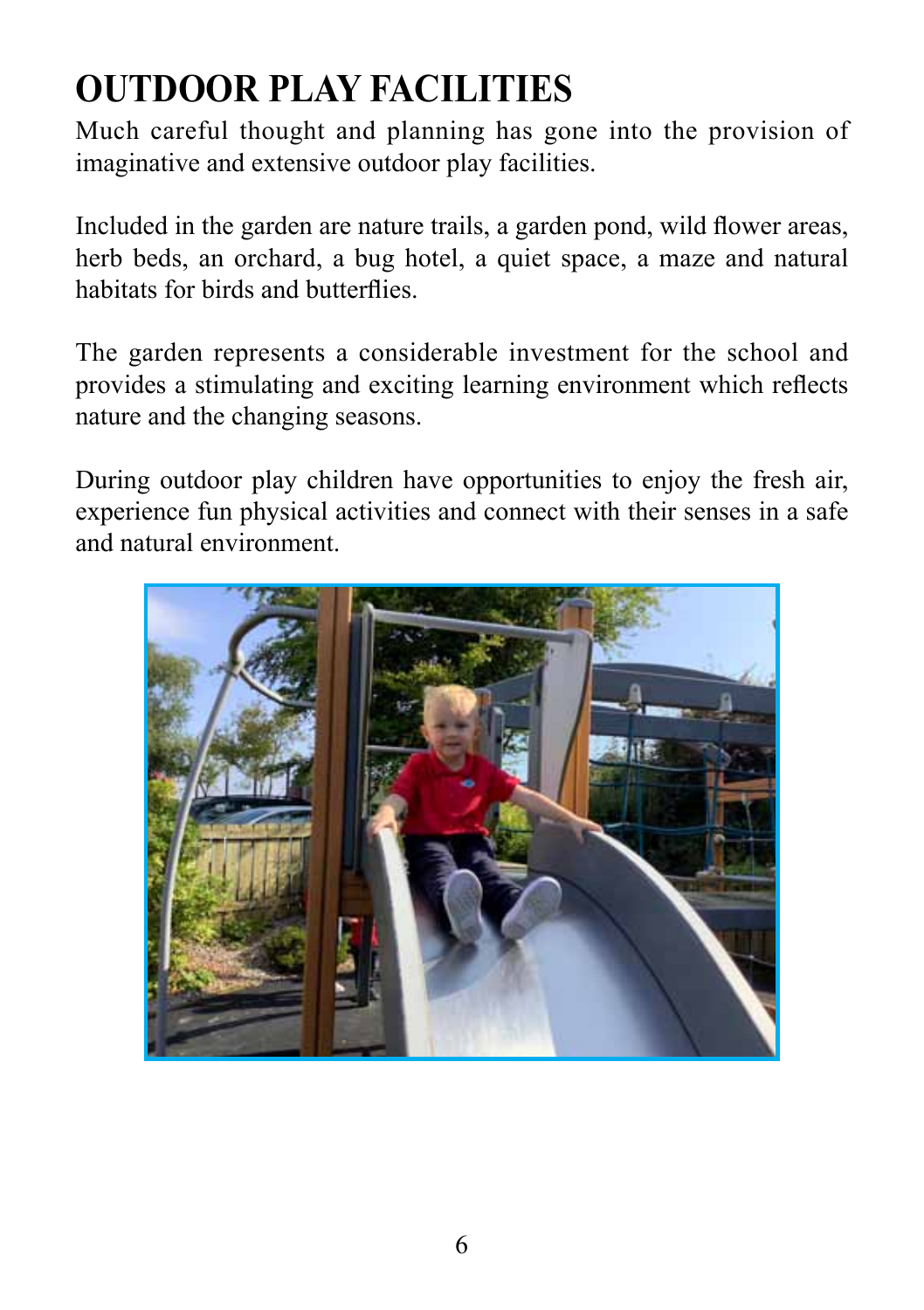# OUTDOOR PLAY FACILITIES

Much careful thought and planning has gone into the provision of imaginative and extensive outdoor play facilities.

Included in the garden are nature trails, a garden pond, wild flower areas, herb beds, an orchard, a bug hotel, a quiet space, a maze and natural habitats for birds and butterflies.

The garden represents a considerable investment for the school and provides a stimulating and exciting learning environment which reflects nature and the changing seasons.

During outdoor play children have opportunities to enjoy the fresh air, experience fun physical activities and connect with their senses in a safe and natural environment.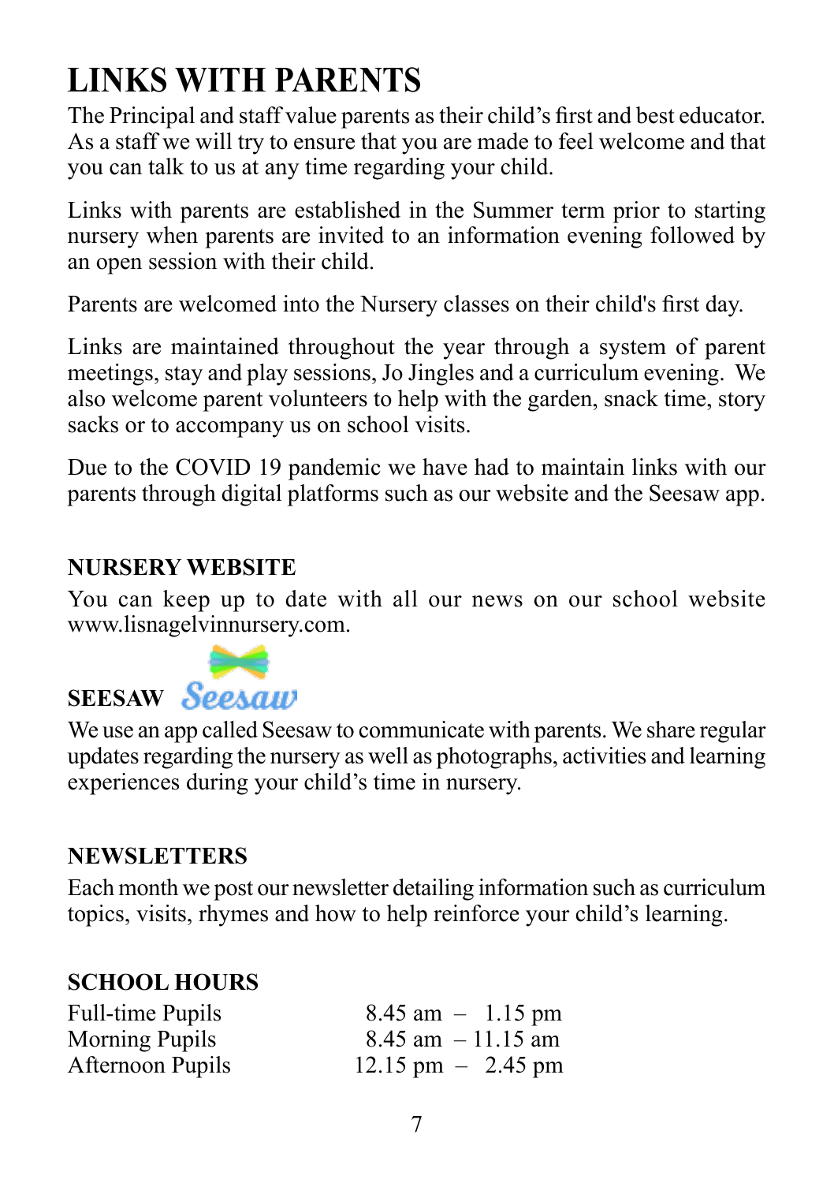# LINKS WITH PARENTS

The Principal and staff value parents as their child's first and best educator. As a staff we will try to ensure that you are made to feel welcome and that you can talk to us at any time regarding your child.

Links with parents are established in the Summer term prior to starting nursery when parents are invited to an information evening followed by an open session with their child.

Parents are welcomed into the Nursery classes on their child's first day.

Links are maintained throughout the year through a system of parent meetings, stay and play sessions, Jo Jingles and a curriculum evening. We also welcome parent volunteers to help with the garden, snack time, story sacks or to accompany us on school visits.

Due to the COVID 19 pandemic we have had to maintain links with our parents through digital platforms such as our website and the Seesaw app.

## NURSERY WEBSITE

You can keep up to date with all our news on our school website www.lisnagelvinnursery.com.

## SEESAW

We use an app called Seesaw to communicate with parents. We share regular updates regarding the nursery as well as photographs, activities and learning experiences during your child's time in nursery.

## NEWSLETTERS

Each month we post our newsletter detailing information such as curriculum topics, visits, rhymes and how to help reinforce your child's learning.

## SCHOOL HOURS

| | |
|---|---|
| Full-time Pupils | 8.45 am – 1.15 pm |
| Morning Pupils | 8.45 am – 11.15 am |
| Afternoon Pupils | 12.15 pm – 2.45 pm |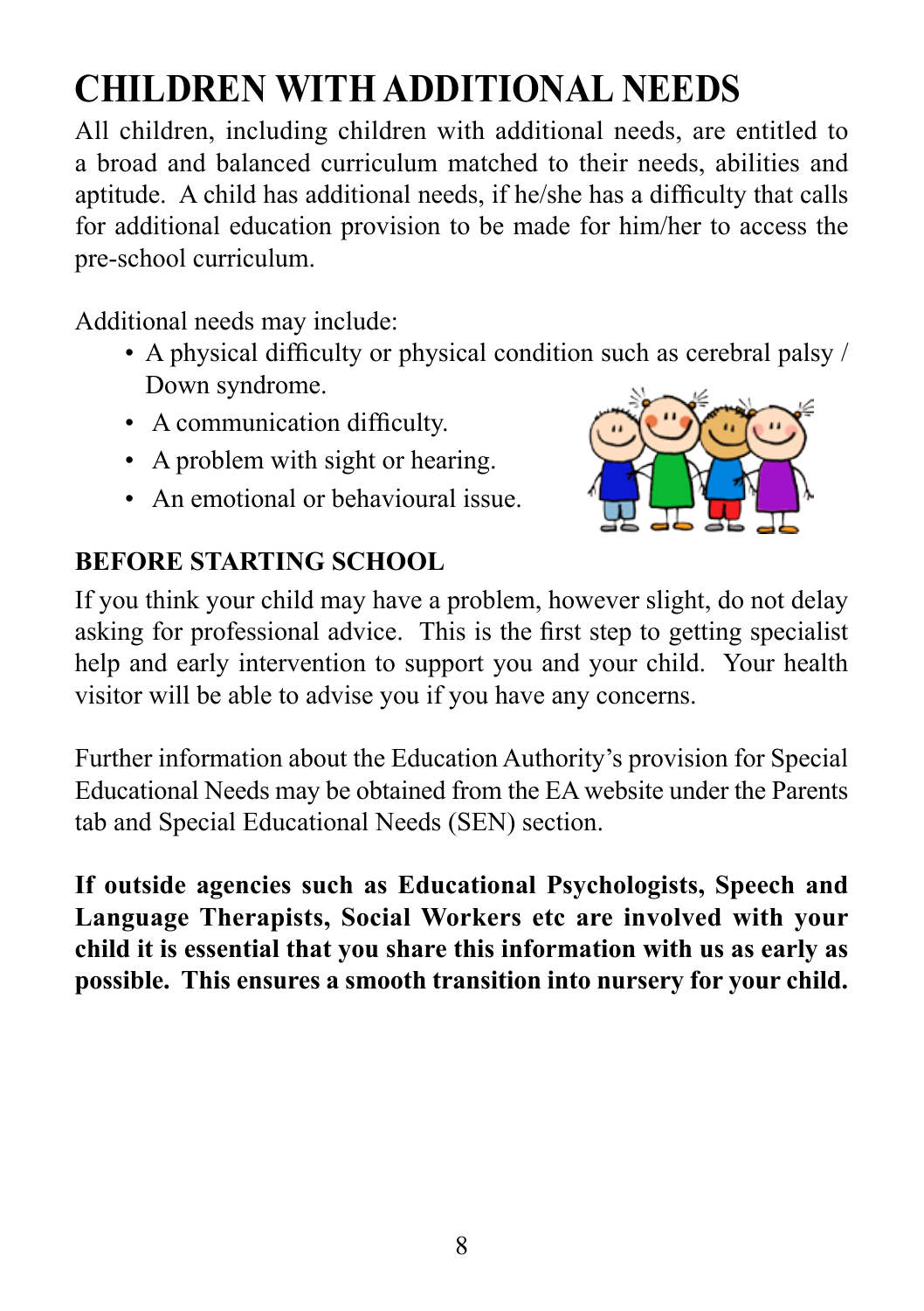# CHILDREN WITH ADDITIONAL NEEDS

All children, including children with additional needs, are entitled to a broad and balanced curriculum matched to their needs, abilities and aptitude. A child has additional needs, if he/she has a difficulty that calls for additional education provision to be made for him/her to access the pre-school curriculum.

Additional needs may include:

- A physical difficulty or physical condition such as cerebral palsy / Down syndrome.
- A communication difficulty.
- A problem with sight or hearing.
- An emotional or behavioural issue.

## BEFORE STARTING SCHOOL

If you think your child may have a problem, however slight, do not delay asking for professional advice. This is the first step to getting specialist help and early intervention to support you and your child. Your health visitor will be able to advise you if you have any concerns.

Further information about the Education Authority's provision for Special Educational Needs may be obtained from the EA website under the Parents tab and Special Educational Needs (SEN) section.

**If outside agencies such as Educational Psychologists, Speech and Language Therapists, Social Workers etc are involved with your child it is essential that you share this information with us as early as possible. This ensures a smooth transition into nursery for your child.**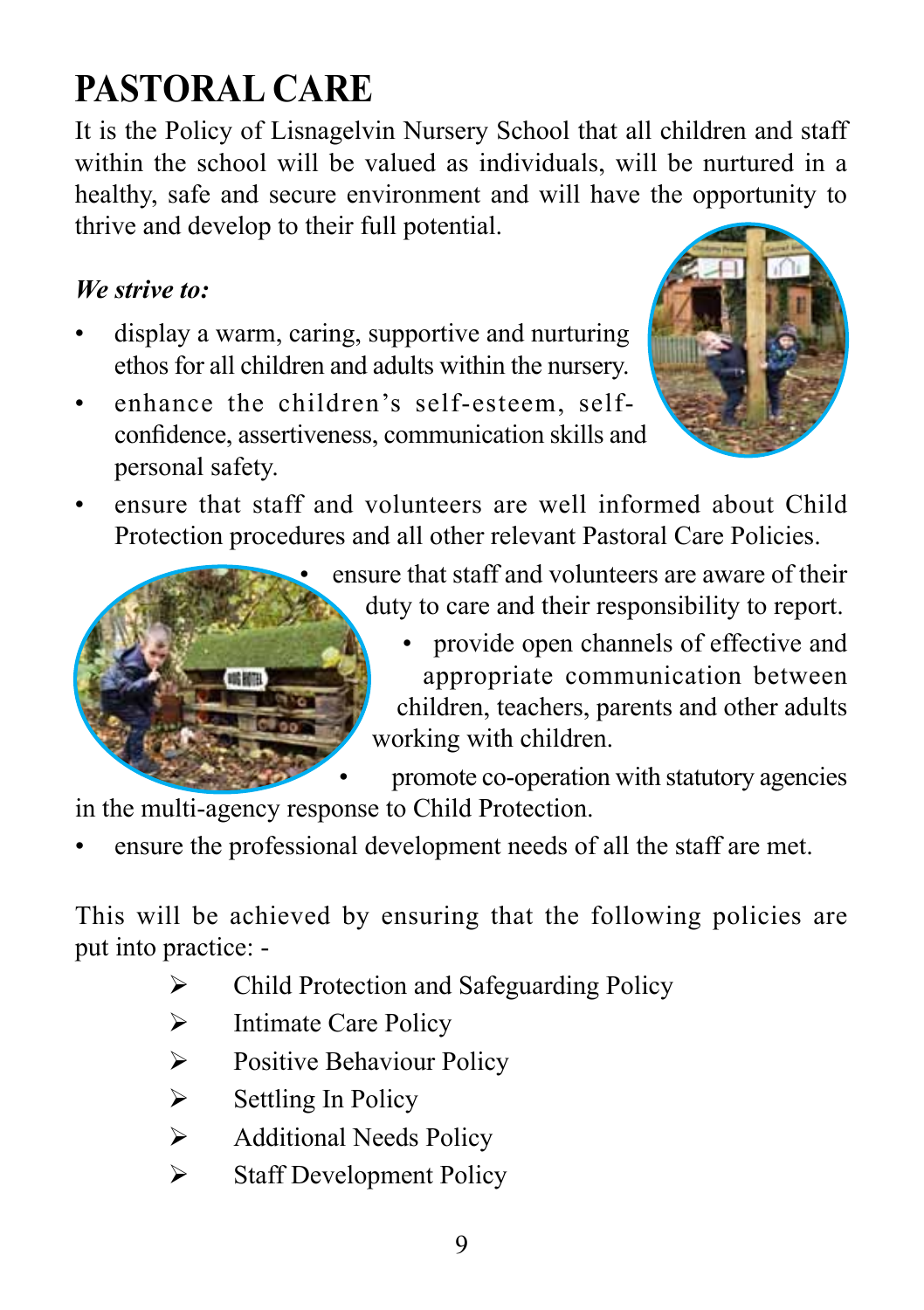# PASTORAL CARE

It is the Policy of Lisnagelvin Nursery School that all children and staff within the school will be valued as individuals, will be nurtured in a healthy, safe and secure environment and will have the opportunity to thrive and develop to their full potential.

***We strive to:***

- display a warm, caring, supportive and nurturing ethos for all children and adults within the nursery.
- enhance the children's self-esteem, self-confidence, assertiveness, communication skills and personal safety.
- ensure that staff and volunteers are well informed about Child Protection procedures and all other relevant Pastoral Care Policies.
- ensure that staff and volunteers are aware of their duty to care and their responsibility to report.
- provide open channels of effective and appropriate communication between children, teachers, parents and other adults working with children.
- promote co-operation with statutory agencies in the multi-agency response to Child Protection.
- ensure the professional development needs of all the staff are met.

This will be achieved by ensuring that the following policies are put into practice: -

- Child Protection and Safeguarding Policy
- Intimate Care Policy
- Positive Behaviour Policy
- Settling In Policy
- Additional Needs Policy
- Staff Development Policy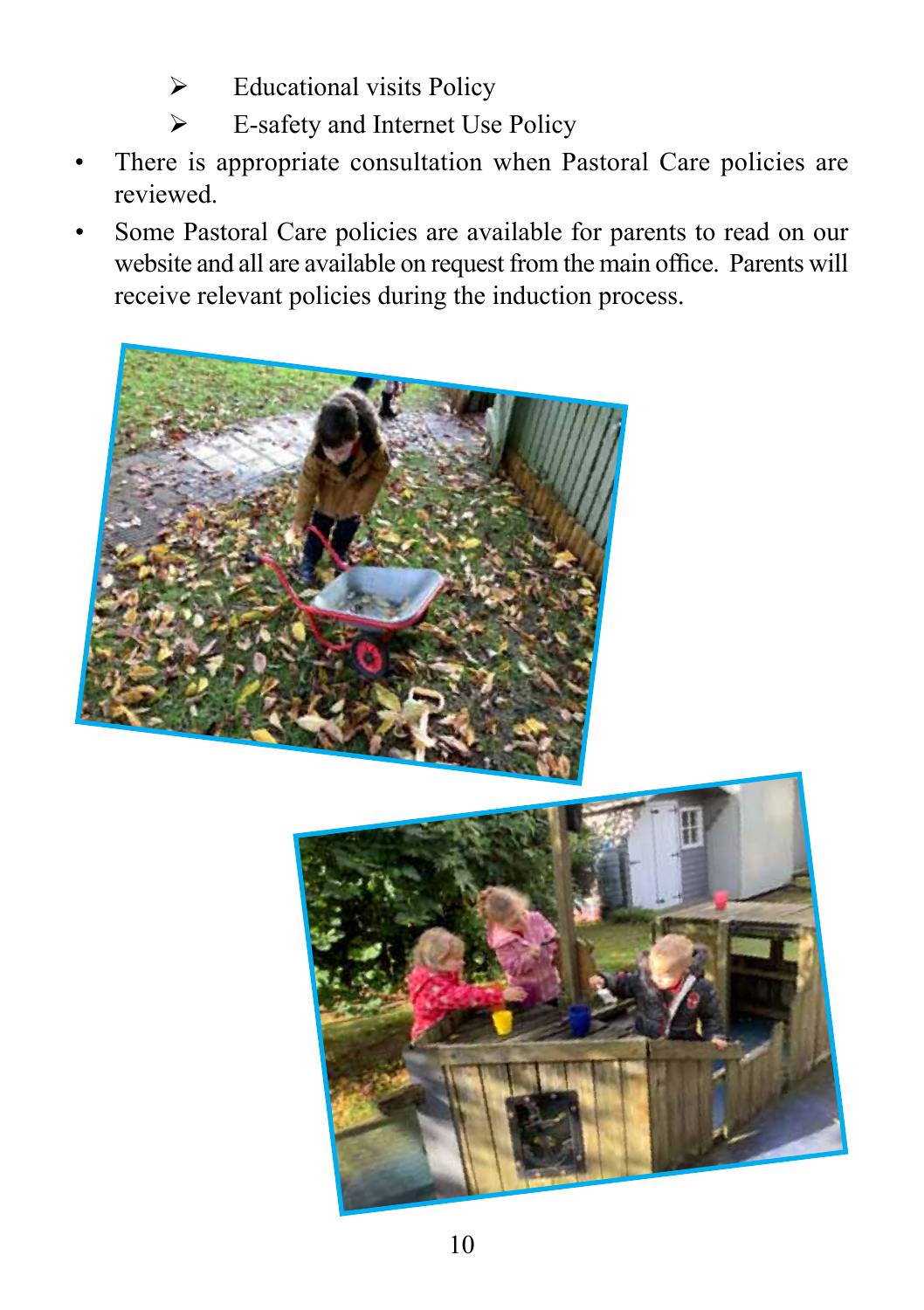- Educational visits Policy
- E-safety and Internet Use Policy

- There is appropriate consultation when Pastoral Care policies are reviewed.
- Some Pastoral Care policies are available for parents to read on our website and all are available on request from the main office. Parents will receive relevant policies during the induction process.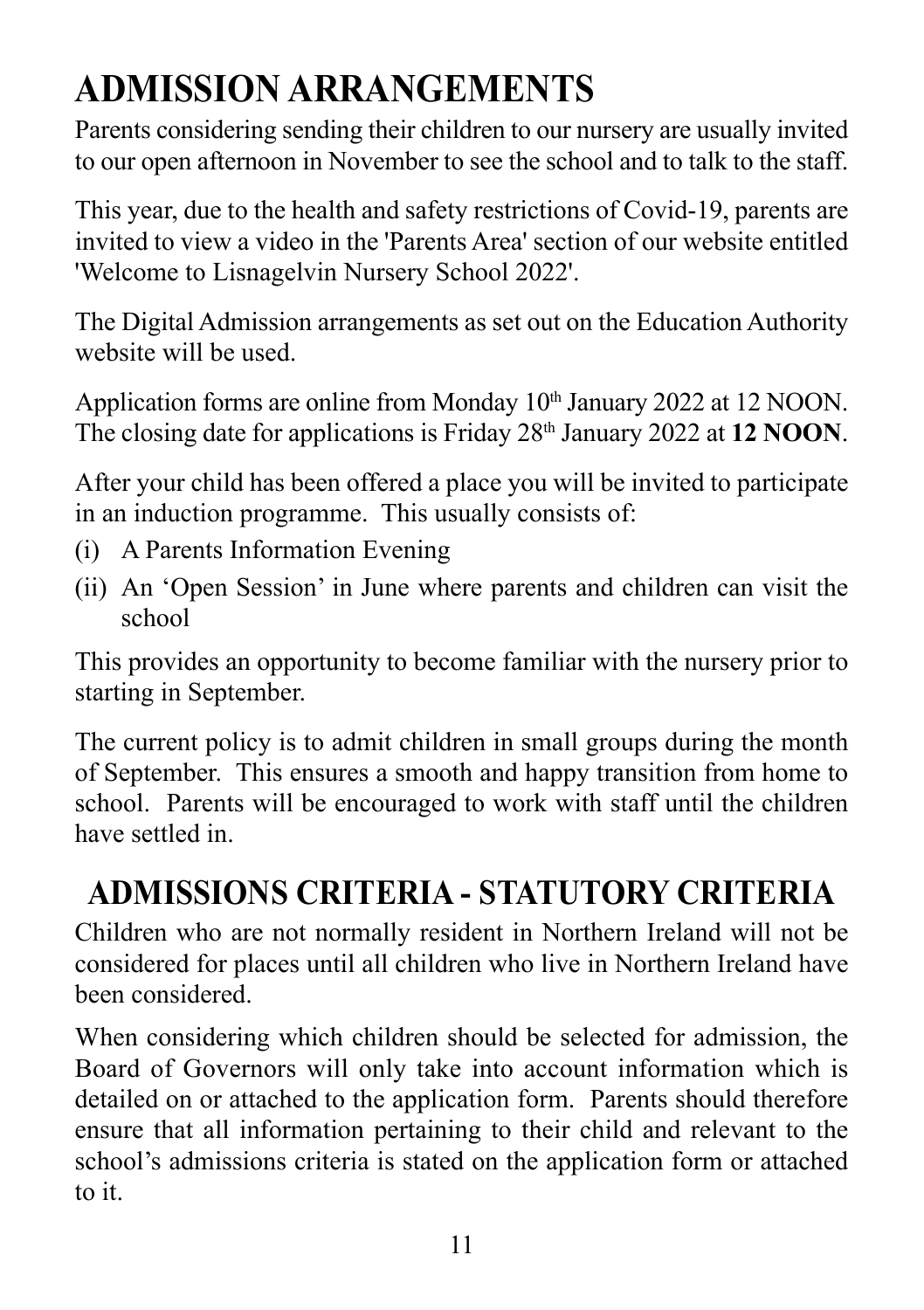# ADMISSION ARRANGEMENTS

Parents considering sending their children to our nursery are usually invited to our open afternoon in November to see the school and to talk to the staff.

This year, due to the health and safety restrictions of Covid-19, parents are invited to view a video in the 'Parents Area' section of our website entitled 'Welcome to Lisnagelvin Nursery School 2022'.

The Digital Admission arrangements as set out on the Education Authority website will be used.

Application forms are online from Monday 10th January 2022 at 12 NOON. The closing date for applications is Friday 28th January 2022 at **12 NOON**.

After your child has been offered a place you will be invited to participate in an induction programme. This usually consists of:

(i) A Parents Information Evening
(ii) An 'Open Session' in June where parents and children can visit the school

This provides an opportunity to become familiar with the nursery prior to starting in September.

The current policy is to admit children in small groups during the month of September. This ensures a smooth and happy transition from home to school. Parents will be encouraged to work with staff until the children have settled in.

# ADMISSIONS CRITERIA - STATUTORY CRITERIA

Children who are not normally resident in Northern Ireland will not be considered for places until all children who live in Northern Ireland have been considered.

When considering which children should be selected for admission, the Board of Governors will only take into account information which is detailed on or attached to the application form. Parents should therefore ensure that all information pertaining to their child and relevant to the school's admissions criteria is stated on the application form or attached to it.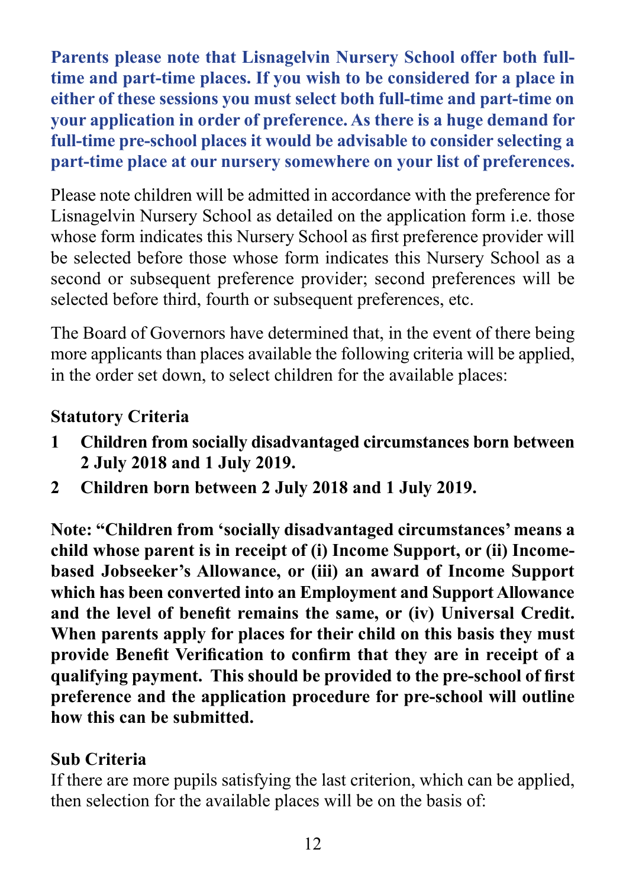**Parents please note that Lisnagelvin Nursery School offer both full-time and part-time places. If you wish to be considered for a place in either of these sessions you must select both full-time and part-time on your application in order of preference. As there is a huge demand for full-time pre-school places it would be advisable to consider selecting a part-time place at our nursery somewhere on your list of preferences.**

Please note children will be admitted in accordance with the preference for Lisnagelvin Nursery School as detailed on the application form i.e. those whose form indicates this Nursery School as first preference provider will be selected before those whose form indicates this Nursery School as a second or subsequent preference provider; second preferences will be selected before third, fourth or subsequent preferences, etc.

The Board of Governors have determined that, in the event of there being more applicants than places available the following criteria will be applied, in the order set down, to select children for the available places:

**Statutory Criteria**

1. **Children from socially disadvantaged circumstances born between 2 July 2018 and 1 July 2019.**
2. **Children born between 2 July 2018 and 1 July 2019.**

**Note: "Children from 'socially disadvantaged circumstances' means a child whose parent is in receipt of (i) Income Support, or (ii) Income-based Jobseeker's Allowance, or (iii) an award of Income Support which has been converted into an Employment and Support Allowance and the level of benefit remains the same, or (iv) Universal Credit. When parents apply for places for their child on this basis they must provide Benefit Verification to confirm that they are in receipt of a qualifying payment. This should be provided to the pre-school of first preference and the application procedure for pre-school will outline how this can be submitted.**

**Sub Criteria**

If there are more pupils satisfying the last criterion, which can be applied, then selection for the available places will be on the basis of: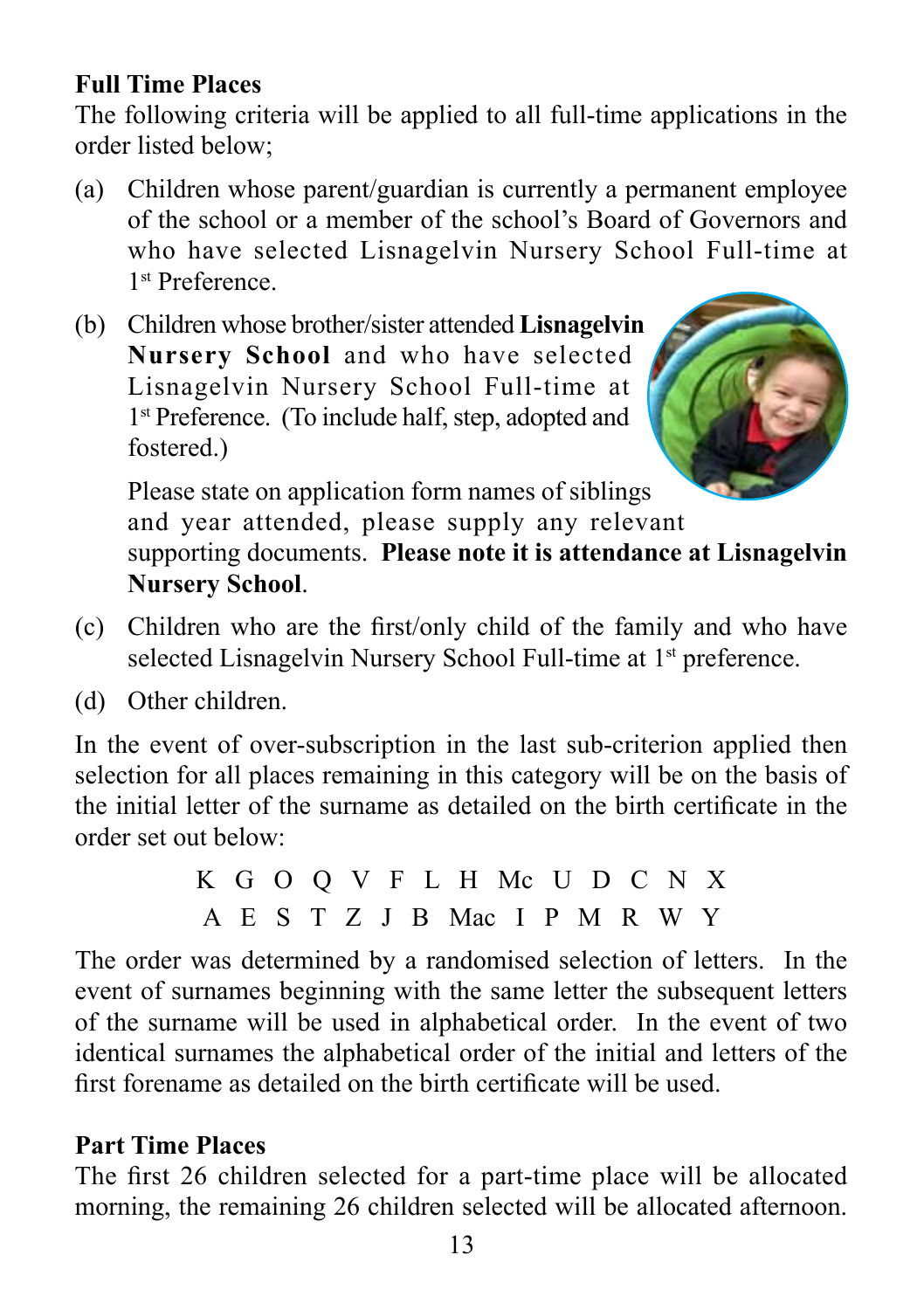**Full Time Places**

The following criteria will be applied to all full-time applications in the order listed below;

(a) Children whose parent/guardian is currently a permanent employee of the school or a member of the school's Board of Governors and who have selected Lisnagelvin Nursery School Full-time at 1st Preference.

(b) Children whose brother/sister attended **Lisnagelvin Nursery School** and who have selected Lisnagelvin Nursery School Full-time at 1st Preference. (To include half, step, adopted and fostered.)

    Please state on application form names of siblings and year attended, please supply any relevant supporting documents. **Please note it is attendance at Lisnagelvin Nursery School**.

(c) Children who are the first/only child of the family and who have selected Lisnagelvin Nursery School Full-time at 1st preference.

(d) Other children.

In the event of over-subscription in the last sub-criterion applied then selection for all places remaining in this category will be on the basis of the initial letter of the surname as detailed on the birth certificate in the order set out below:

K G O Q V F L H Mc U D C N X
A E S T Z J B Mac I P M R W Y

The order was determined by a randomised selection of letters. In the event of surnames beginning with the same letter the subsequent letters of the surname will be used in alphabetical order. In the event of two identical surnames the alphabetical order of the initial and letters of the first forename as detailed on the birth certificate will be used.

**Part Time Places**

The first 26 children selected for a part-time place will be allocated morning, the remaining 26 children selected will be allocated afternoon.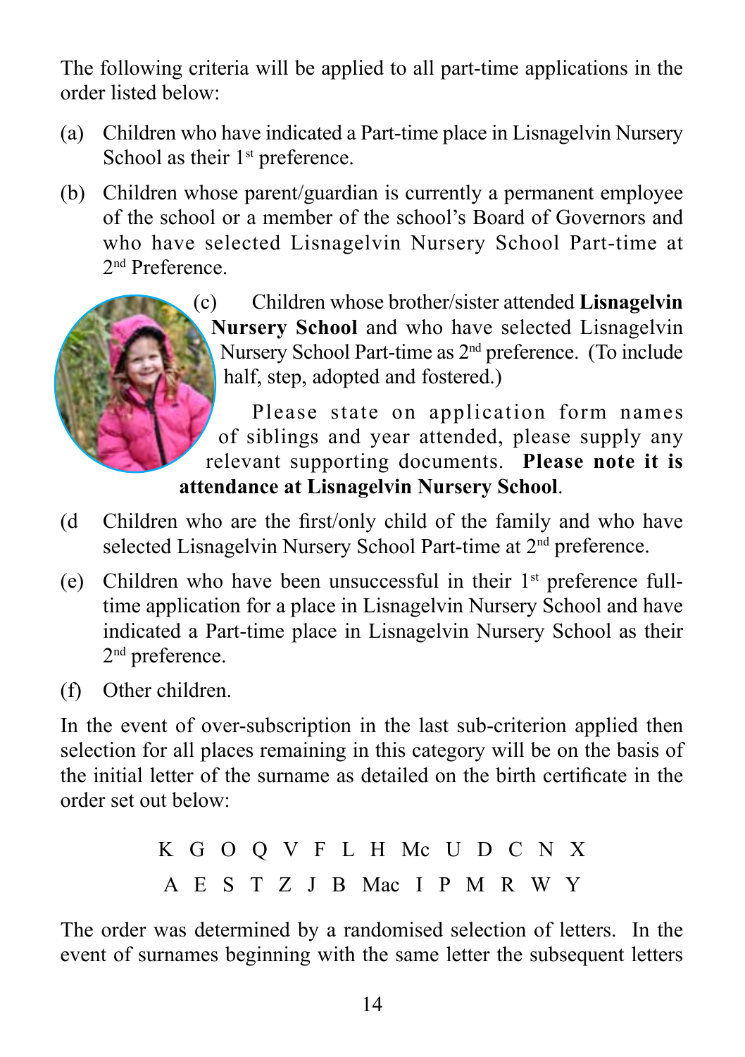The following criteria will be applied to all part-time applications in the order listed below:

(a) Children who have indicated a Part-time place in Lisnagelvin Nursery School as their 1st preference.

(b) Children whose parent/guardian is currently a permanent employee of the school or a member of the school's Board of Governors and who have selected Lisnagelvin Nursery School Part-time at 2nd Preference.

(c) Children whose brother/sister attended **Lisnagelvin Nursery School** and who have selected Lisnagelvin Nursery School Part-time as 2nd preference. (To include half, step, adopted and fostered.)

Please state on application form names of siblings and year attended, please supply any relevant supporting documents. **Please note it is attendance at Lisnagelvin Nursery School**.

(d Children who are the first/only child of the family and who have selected Lisnagelvin Nursery School Part-time at 2nd preference.

(e) Children who have been unsuccessful in their 1st preference full-time application for a place in Lisnagelvin Nursery School and have indicated a Part-time place in Lisnagelvin Nursery School as their 2nd preference.

(f) Other children.

In the event of over-subscription in the last sub-criterion applied then selection for all places remaining in this category will be on the basis of the initial letter of the surname as detailed on the birth certificate in the order set out below:

K G O Q V F L H Mc U D C N X

A E S T Z J B Mac I P M R W Y

The order was determined by a randomised selection of letters. In the event of surnames beginning with the same letter the subsequent letters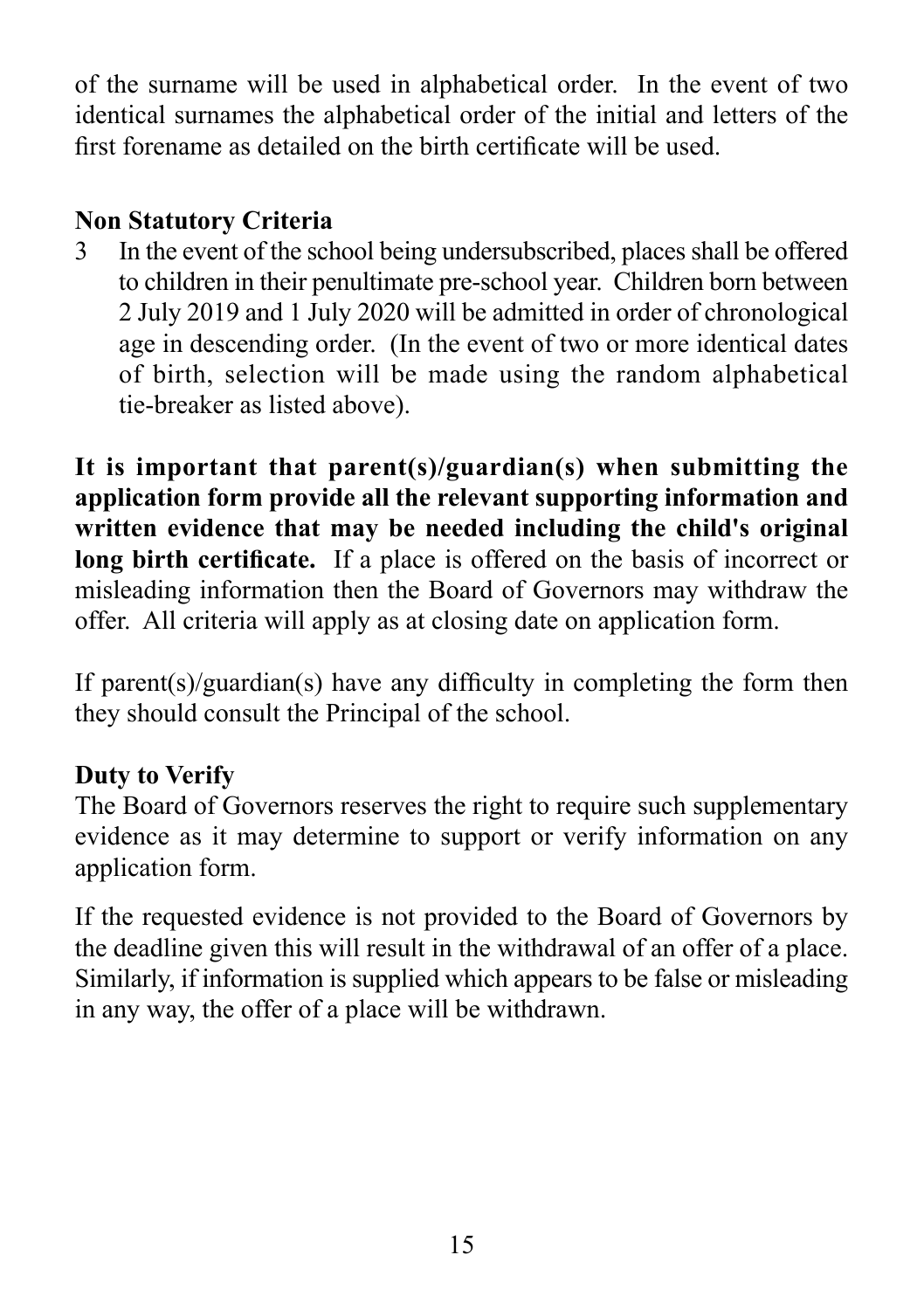of the surname will be used in alphabetical order. In the event of two identical surnames the alphabetical order of the initial and letters of the first forename as detailed on the birth certificate will be used.

**Non Statutory Criteria**

3 In the event of the school being undersubscribed, places shall be offered to children in their penultimate pre-school year. Children born between 2 July 2019 and 1 July 2020 will be admitted in order of chronological age in descending order. (In the event of two or more identical dates of birth, selection will be made using the random alphabetical tie-breaker as listed above).

**It is important that parent(s)/guardian(s) when submitting the application form provide all the relevant supporting information and written evidence that may be needed including the child's original long birth certificate.** If a place is offered on the basis of incorrect or misleading information then the Board of Governors may withdraw the offer. All criteria will apply as at closing date on application form.

If parent(s)/guardian(s) have any difficulty in completing the form then they should consult the Principal of the school.

**Duty to Verify**

The Board of Governors reserves the right to require such supplementary evidence as it may determine to support or verify information on any application form.

If the requested evidence is not provided to the Board of Governors by the deadline given this will result in the withdrawal of an offer of a place. Similarly, if information is supplied which appears to be false or misleading in any way, the offer of a place will be withdrawn.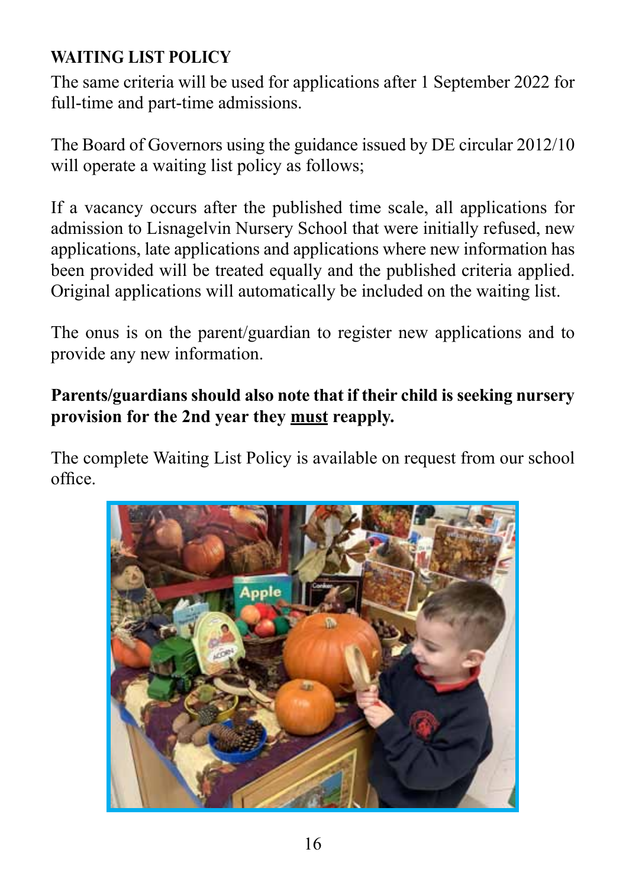## WAITING LIST POLICY

The same criteria will be used for applications after 1 September 2022 for full-time and part-time admissions.

The Board of Governors using the guidance issued by DE circular 2012/10 will operate a waiting list policy as follows;

If a vacancy occurs after the published time scale, all applications for admission to Lisnagelvin Nursery School that were initially refused, new applications, late applications and applications where new information has been provided will be treated equally and the published criteria applied. Original applications will automatically be included on the waiting list.

The onus is on the parent/guardian to register new applications and to provide any new information.

**Parents/guardians should also note that if their child is seeking nursery provision for the 2nd year they <u>must</u> reapply.**

The complete Waiting List Policy is available on request from our school office.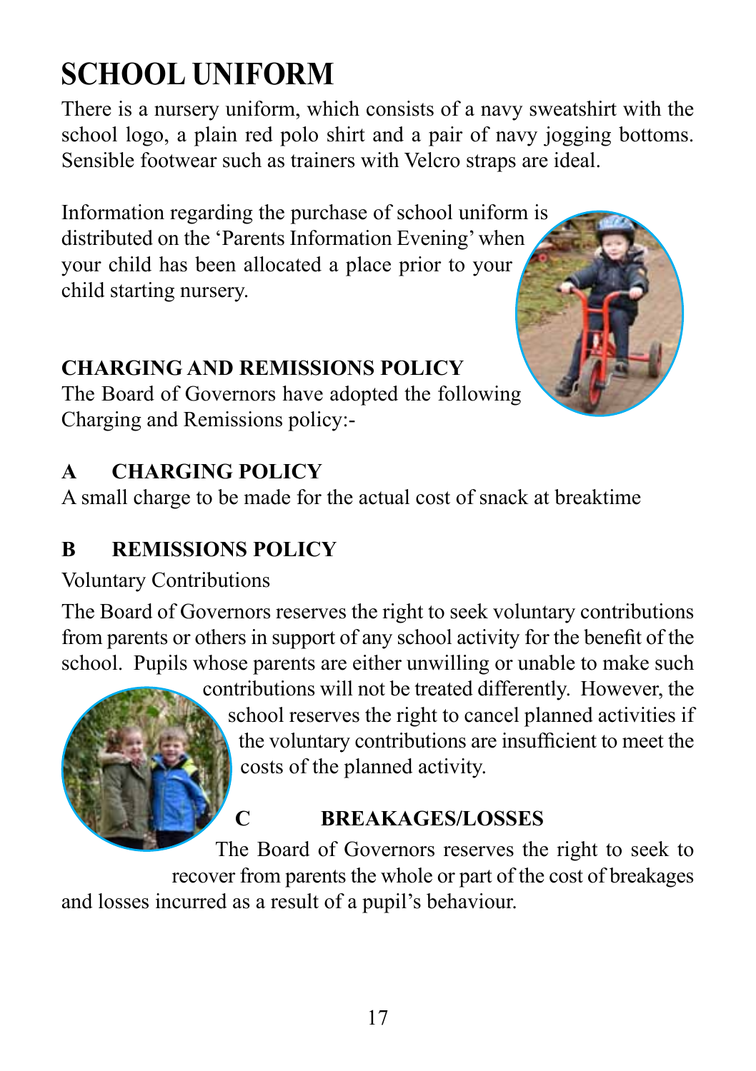# SCHOOL UNIFORM

There is a nursery uniform, which consists of a navy sweatshirt with the school logo, a plain red polo shirt and a pair of navy jogging bottoms. Sensible footwear such as trainers with Velcro straps are ideal.

Information regarding the purchase of school uniform is distributed on the 'Parents Information Evening' when your child has been allocated a place prior to your child starting nursery.

### CHARGING AND REMISSIONS POLICY

The Board of Governors have adopted the following Charging and Remissions policy:-

### A CHARGING POLICY

A small charge to be made for the actual cost of snack at breaktime

### B REMISSIONS POLICY

Voluntary Contributions

The Board of Governors reserves the right to seek voluntary contributions from parents or others in support of any school activity for the benefit of the school. Pupils whose parents are either unwilling or unable to make such contributions will not be treated differently. However, the school reserves the right to cancel planned activities if the voluntary contributions are insufficient to meet the costs of the planned activity.

### C BREAKAGES/LOSSES

The Board of Governors reserves the right to seek to recover from parents the whole or part of the cost of breakages and losses incurred as a result of a pupil's behaviour.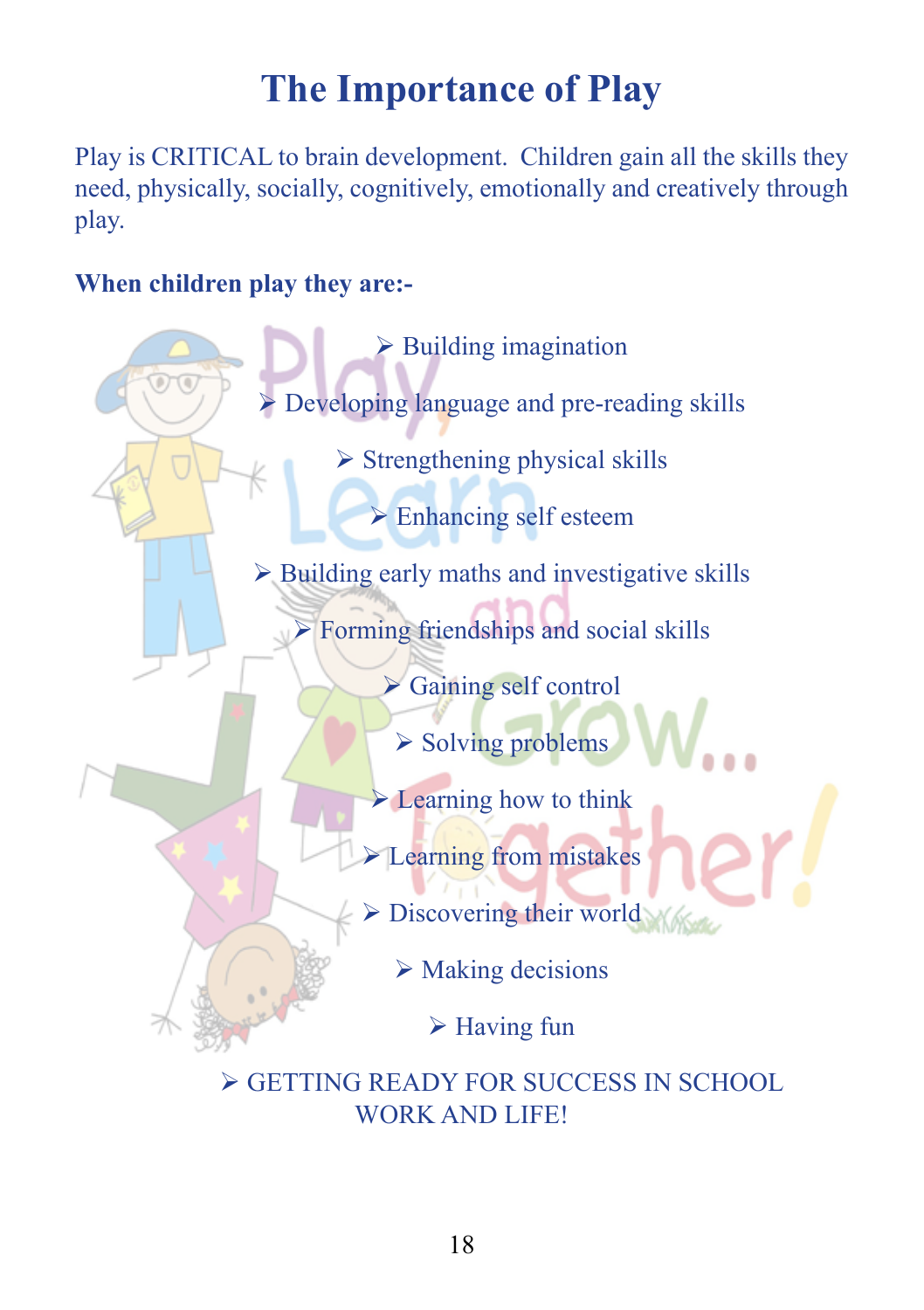# The Importance of Play

Play is CRITICAL to brain development. Children gain all the skills they need, physically, socially, cognitively, emotionally and creatively through play.

**When children play they are:-**

- Building imagination
- Developing language and pre-reading skills
- Strengthening physical skills
- Enhancing self esteem
- Building early maths and investigative skills
- Forming friendships and social skills
- Gaining self control
- Solving problems
- Learning how to think
- Learning from mistakes
- Discovering their world
- Making decisions
- Having fun
- GETTING READY FOR SUCCESS IN SCHOOL WORK AND LIFE!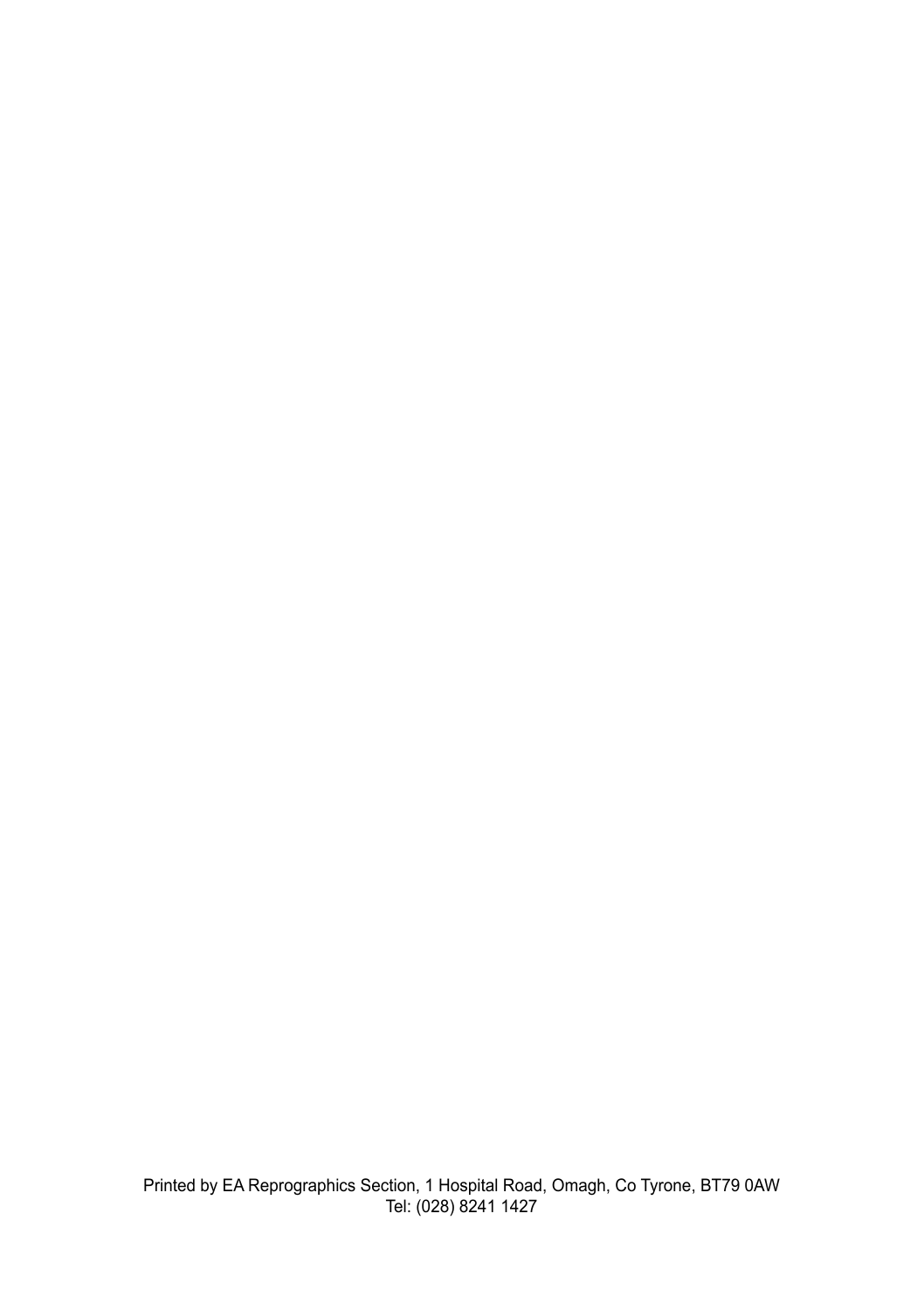Printed by EA Reprographics Section, 1 Hospital Road, Omagh, Co Tyrone, BT79 0AW
Tel: (028) 8241 1427